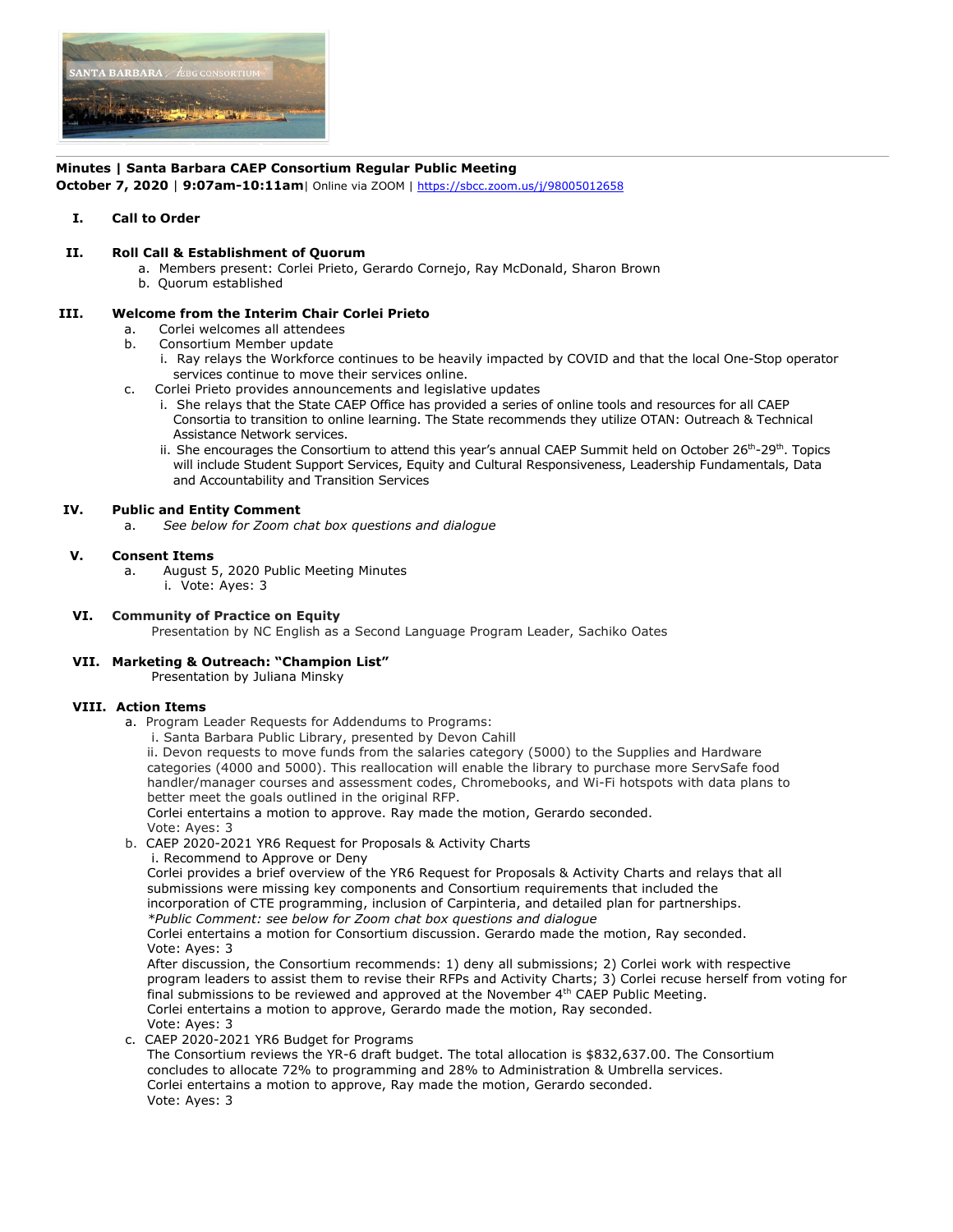**Minutes | Santa Barbara CAEP Consortium Regular Public Meeting**
**October 7, 2020** | **9:07am-10:11am**| Online via ZOOM | https://sbcc.zoom.us/j/98005012658

## I. Call to Order

## II. Roll Call & Establishment of Quorum

a. Members present: Corlei Prieto, Gerardo Cornejo, Ray McDonald, Sharon Brown
b. Quorum established

## III. Welcome from the Interim Chair Corlei Prieto

a. Corlei welcomes all attendees
b. Consortium Member update
   i. Ray relays the Workforce continues to be heavily impacted by COVID and that the local One-Stop operator services continue to move their services online.
c. Corlei Prieto provides announcements and legislative updates
   i. She relays that the State CAEP Office has provided a series of online tools and resources for all CAEP Consortia to transition to online learning. The State recommends they utilize OTAN: Outreach & Technical Assistance Network services.
   ii. She encourages the Consortium to attend this year's annual CAEP Summit held on October 26th-29th. Topics will include Student Support Services, Equity and Cultural Responsiveness, Leadership Fundamentals, Data and Accountability and Transition Services

## IV. Public and Entity Comment

a. *See below for Zoom chat box questions and dialogue*

## V. Consent Items

a. August 5, 2020 Public Meeting Minutes
   i. Vote: Ayes: 3

## VI. Community of Practice on Equity

Presentation by NC English as a Second Language Program Leader, Sachiko Oates

## VII. Marketing & Outreach: "Champion List"

Presentation by Juliana Minsky

## VIII. Action Items

a. Program Leader Requests for Addendums to Programs:
   i. Santa Barbara Public Library, presented by Devon Cahill
   ii. Devon requests to move funds from the salaries category (5000) to the Supplies and Hardware categories (4000 and 5000). This reallocation will enable the library to purchase more ServSafe food handler/manager courses and assessment codes, Chromebooks, and Wi-Fi hotspots with data plans to better meet the goals outlined in the original RFP.
   Corlei entertains a motion to approve. Ray made the motion, Gerardo seconded.
   Vote: Ayes: 3
b. CAEP 2020-2021 YR6 Request for Proposals & Activity Charts
   i. Recommend to Approve or Deny
   Corlei provides a brief overview of the YR6 Request for Proposals & Activity Charts and relays that all submissions were missing key components and Consortium requirements that included the incorporation of CTE programming, inclusion of Carpinteria, and detailed plan for partnerships.
   *\*Public Comment: see below for Zoom chat box questions and dialogue*
   Corlei entertains a motion for Consortium discussion. Gerardo made the motion, Ray seconded.
   Vote: Ayes: 3
   After discussion, the Consortium recommends: 1) deny all submissions; 2) Corlei work with respective program leaders to assist them to revise their RFPs and Activity Charts; 3) Corlei recuse herself from voting for final submissions to be reviewed and approved at the November 4th CAEP Public Meeting.
   Corlei entertains a motion to approve, Gerardo made the motion, Ray seconded.
   Vote: Ayes: 3
c. CAEP 2020-2021 YR6 Budget for Programs
   The Consortium reviews the YR-6 draft budget. The total allocation is $832,637.00. The Consortium concludes to allocate 72% to programming and 28% to Administration & Umbrella services.
   Corlei entertains a motion to approve, Ray made the motion, Gerardo seconded.
   Vote: Ayes: 3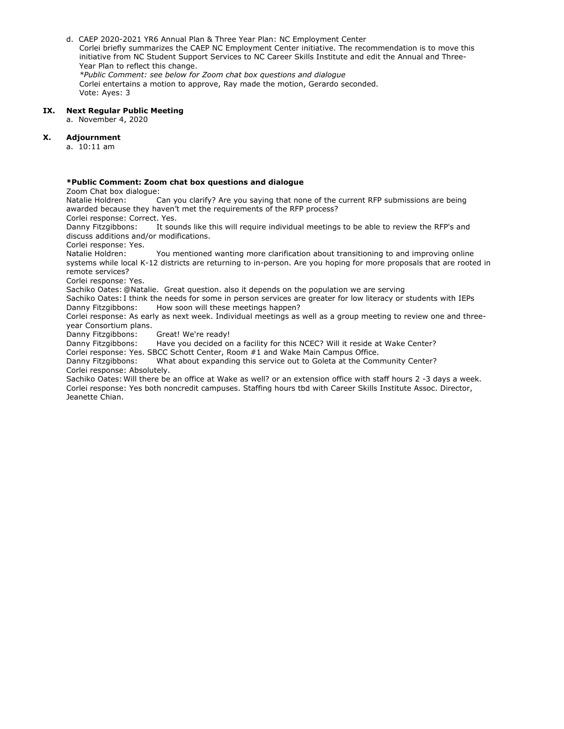d. CAEP 2020-2021 YR6 Annual Plan & Three Year Plan: NC Employment Center
   Corlei briefly summarizes the CAEP NC Employment Center initiative. The recommendation is to move this initiative from NC Student Support Services to NC Career Skills Institute and edit the Annual and Three-Year Plan to reflect this change.
   *\*Public Comment: see below for Zoom chat box questions and dialogue*
   Corlei entertains a motion to approve, Ray made the motion, Gerardo seconded.
   Vote: Ayes: 3

**IX. Next Regular Public Meeting**

a. November 4, 2020

**X. Adjournment**

a. 10:11 am

**\*Public Comment: Zoom chat box questions and dialogue**

Zoom Chat box dialogue:

Natalie Holdren: Can you clarify? Are you saying that none of the current RFP submissions are being awarded because they haven't met the requirements of the RFP process?

Corlei response: Correct. Yes.

Danny Fitzgibbons: It sounds like this will require individual meetings to be able to review the RFP's and discuss additions and/or modifications.

Corlei response: Yes.

Natalie Holdren: You mentioned wanting more clarification about transitioning to and improving online systems while local K-12 districts are returning to in-person. Are you hoping for more proposals that are rooted in remote services?

Corlei response: Yes.

Sachiko Oates: @Natalie. Great question. also it depends on the population we are serving

Sachiko Oates: I think the needs for some in person services are greater for low literacy or students with IEPs

Danny Fitzgibbons: How soon will these meetings happen?

Corlei response: As early as next week. Individual meetings as well as a group meeting to review one and three-year Consortium plans.

Danny Fitzgibbons: Great! We're ready!

Danny Fitzgibbons: Have you decided on a facility for this NCEC? Will it reside at Wake Center?

Corlei response: Yes. SBCC Schott Center, Room #1 and Wake Main Campus Office.

Danny Fitzgibbons: What about expanding this service out to Goleta at the Community Center?

Corlei response: Absolutely.

Sachiko Oates: Will there be an office at Wake as well? or an extension office with staff hours 2 -3 days a week.

Corlei response: Yes both noncredit campuses. Staffing hours tbd with Career Skills Institute Assoc. Director, Jeanette Chian.